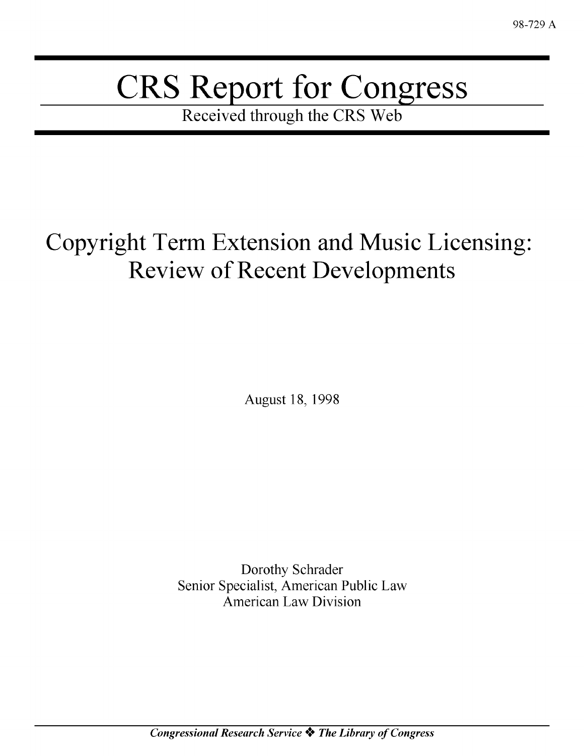98-729 A

# CRS Report for Congress

Received through the CRS Web

## Copyright Term Extension and Music Licensing: Review of Recent Developments

August 18, 1998

Dorothy Schrader
Senior Specialist, American Public Law
American Law Division

*Congressional Research Service ❖ The Library of Congress*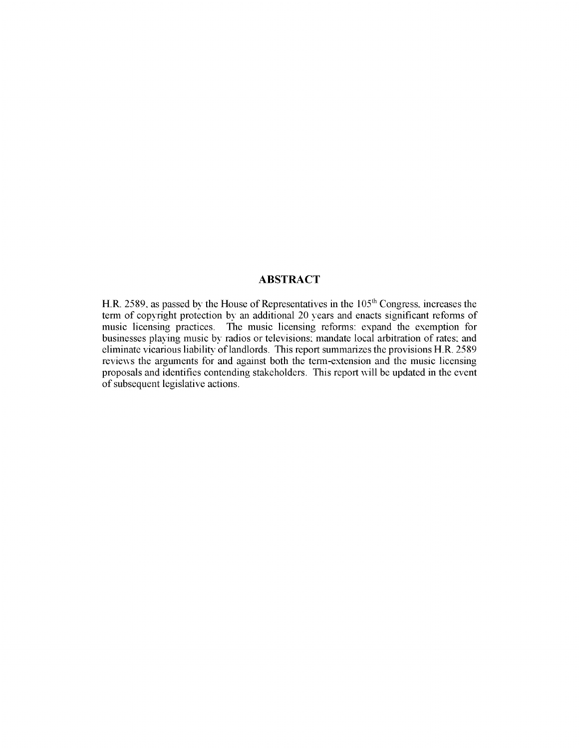## ABSTRACT

H.R. 2589, as passed by the House of Representatives in the 105th Congress, increases the term of copyright protection by an additional 20 years and enacts significant reforms of music licensing practices. The music licensing reforms: expand the exemption for businesses playing music by radios or televisions; mandate local arbitration of rates; and eliminate vicarious liability of landlords. This report summarizes the provisions H.R. 2589 reviews the arguments for and against both the term-extension and the music licensing proposals and identifies contending stakeholders. This report will be updated in the event of subsequent legislative actions.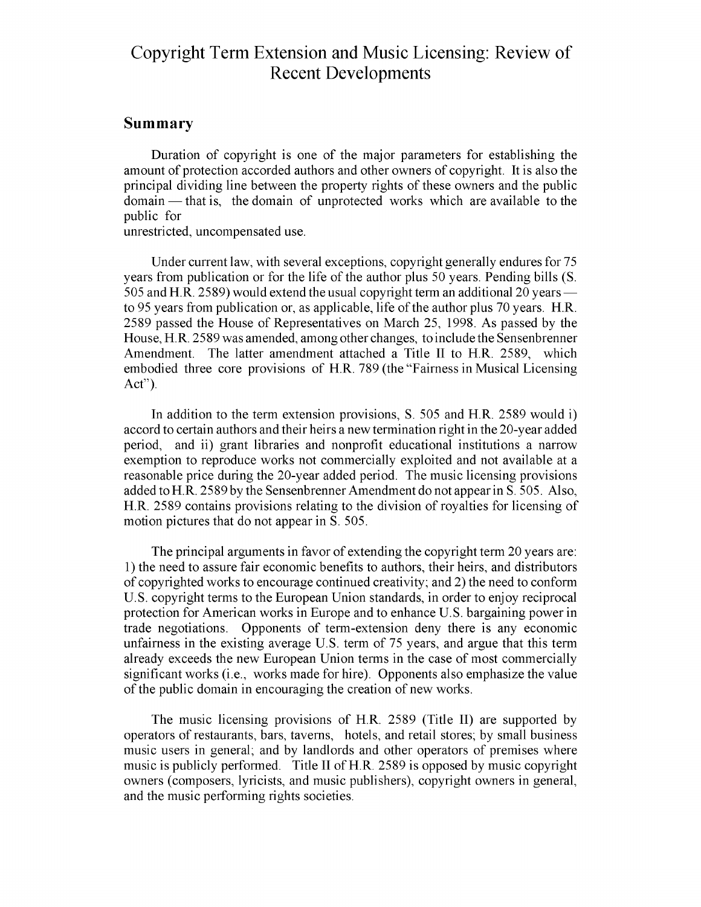# Copyright Term Extension and Music Licensing: Review of Recent Developments

## Summary

Duration of copyright is one of the major parameters for establishing the amount of protection accorded authors and other owners of copyright. It is also the principal dividing line between the property rights of these owners and the public domain — that is, the domain of unprotected works which are available to the public for unrestricted, uncompensated use.

Under current law, with several exceptions, copyright generally endures for 75 years from publication or for the life of the author plus 50 years. Pending bills (S. 505 and H.R. 2589) would extend the usual copyright term an additional 20 years — to 95 years from publication or, as applicable, life of the author plus 70 years. H.R. 2589 passed the House of Representatives on March 25, 1998. As passed by the House, H.R. 2589 was amended, among other changes, to include the Sensenbrenner Amendment. The latter amendment attached a Title II to H.R. 2589, which embodied three core provisions of H.R. 789 (the "Fairness in Musical Licensing Act").

In addition to the term extension provisions, S. 505 and H.R. 2589 would i) accord to certain authors and their heirs a new termination right in the 20-year added period, and ii) grant libraries and nonprofit educational institutions a narrow exemption to reproduce works not commercially exploited and not available at a reasonable price during the 20-year added period. The music licensing provisions added to H.R. 2589 by the Sensenbrenner Amendment do not appear in S. 505. Also, H.R. 2589 contains provisions relating to the division of royalties for licensing of motion pictures that do not appear in S. 505.

The principal arguments in favor of extending the copyright term 20 years are: 1) the need to assure fair economic benefits to authors, their heirs, and distributors of copyrighted works to encourage continued creativity; and 2) the need to conform U.S. copyright terms to the European Union standards, in order to enjoy reciprocal protection for American works in Europe and to enhance U.S. bargaining power in trade negotiations. Opponents of term-extension deny there is any economic unfairness in the existing average U.S. term of 75 years, and argue that this term already exceeds the new European Union terms in the case of most commercially significant works (i.e., works made for hire). Opponents also emphasize the value of the public domain in encouraging the creation of new works.

The music licensing provisions of H.R. 2589 (Title II) are supported by operators of restaurants, bars, taverns, hotels, and retail stores; by small business music users in general; and by landlords and other operators of premises where music is publicly performed. Title II of H.R. 2589 is opposed by music copyright owners (composers, lyricists, and music publishers), copyright owners in general, and the music performing rights societies.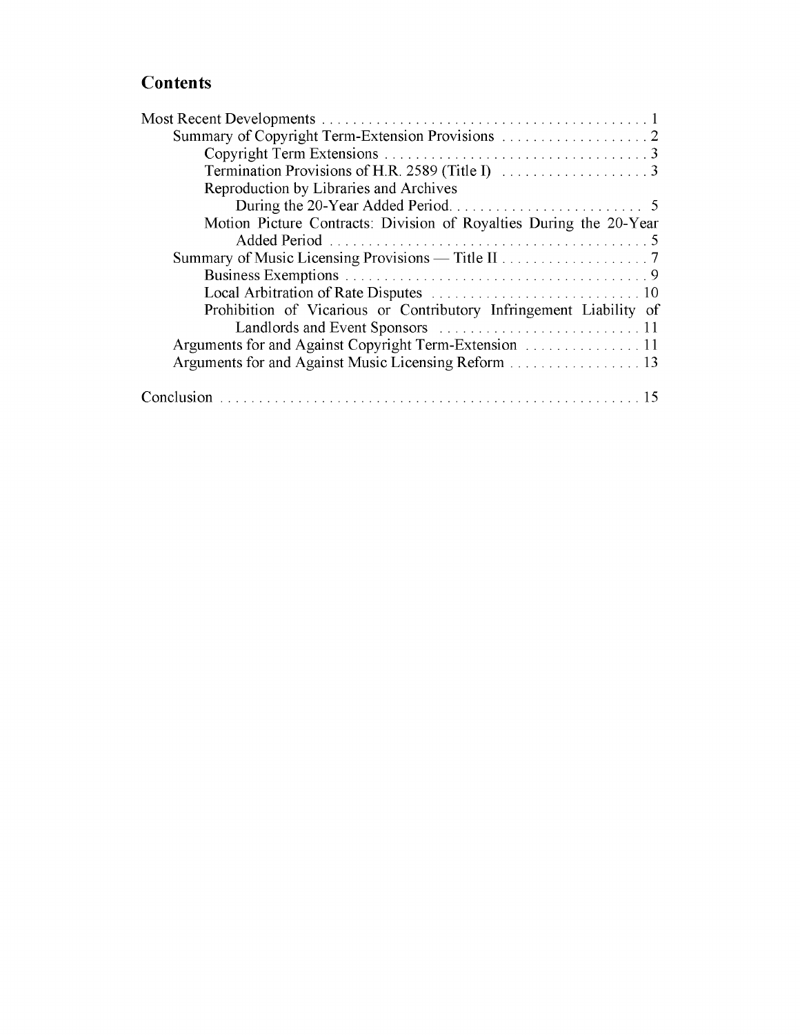## Contents

Most Recent Developments . . . . . . . . . . . . . . . . . . . . . . . . . . . . . . . . . . . . . . . . . . 1
- Summary of Copyright Term-Extension Provisions . . . . . . . . . . . . . . . . . . . 2
  - Copyright Term Extensions . . . . . . . . . . . . . . . . . . . . . . . . . . . . . . . . . . 3
  - Termination Provisions of H.R. 2589 (Title I) . . . . . . . . . . . . . . . . . . . 3
  - Reproduction by Libraries and Archives During the 20-Year Added Period. . . . . . . . . . . . . . . . . . . . . . . . . 5
  - Motion Picture Contracts: Division of Royalties During the 20-Year Added Period . . . . . . . . . . . . . . . . . . . . . . . . . . . . . . . . . . . . . . . . . 5
- Summary of Music Licensing Provisions — Title II . . . . . . . . . . . . . . . . . . . 7
  - Business Exemptions . . . . . . . . . . . . . . . . . . . . . . . . . . . . . . . . . . . . . . 9
  - Local Arbitration of Rate Disputes . . . . . . . . . . . . . . . . . . . . . . . . . . . 10
  - Prohibition of Vicarious or Contributory Infringement Liability of Landlords and Event Sponsors . . . . . . . . . . . . . . . . . . . . . . . . . . 11
- Arguments for and Against Copyright Term-Extension . . . . . . . . . . . . . . . 11
- Arguments for and Against Music Licensing Reform . . . . . . . . . . . . . . . . . 13

Conclusion . . . . . . . . . . . . . . . . . . . . . . . . . . . . . . . . . . . . . . . . . . . . . . . . . . . . . 15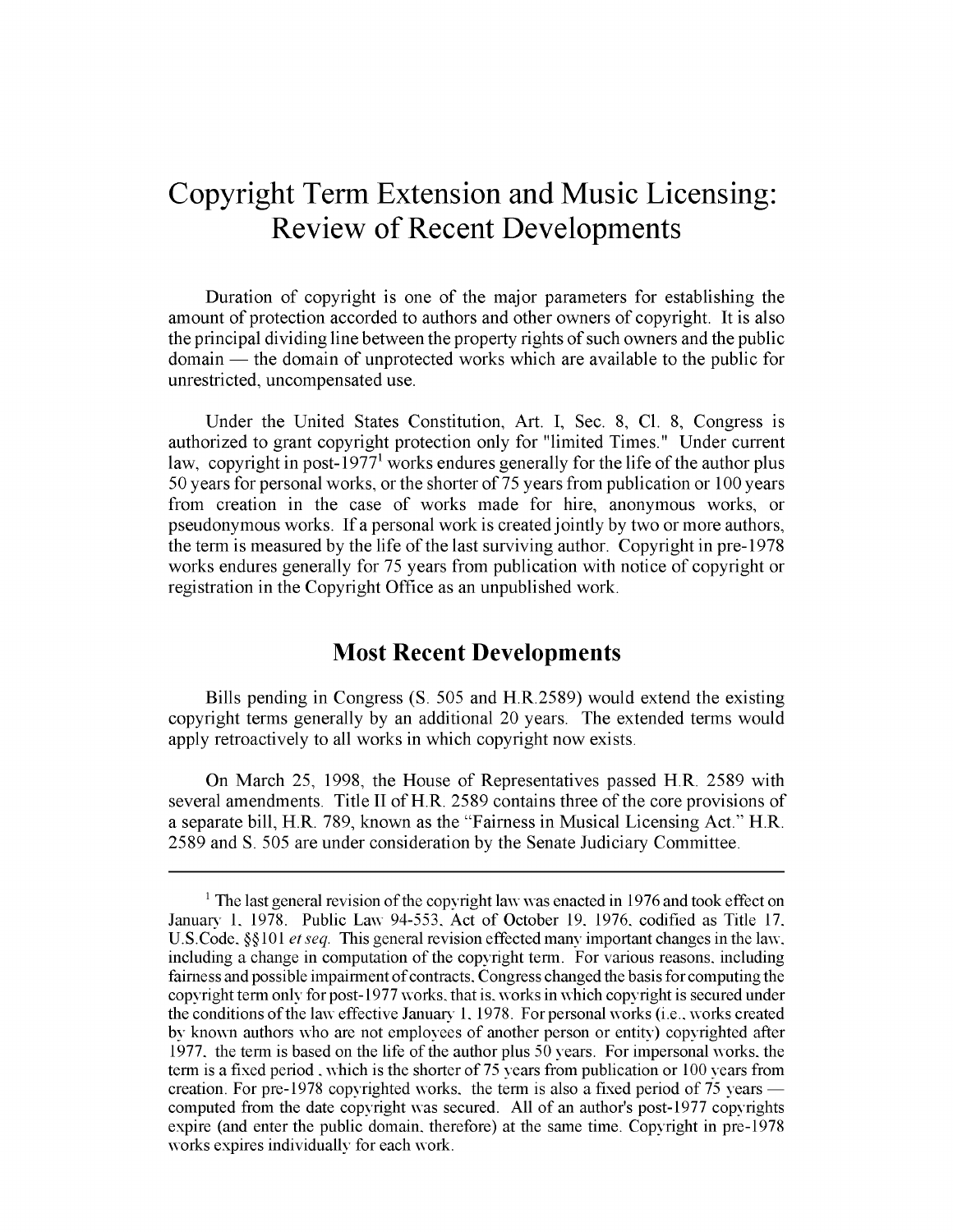# Copyright Term Extension and Music Licensing: Review of Recent Developments

Duration of copyright is one of the major parameters for establishing the amount of protection accorded to authors and other owners of copyright. It is also the principal dividing line between the property rights of such owners and the public domain — the domain of unprotected works which are available to the public for unrestricted, uncompensated use.

Under the United States Constitution, Art. I, Sec. 8, Cl. 8, Congress is authorized to grant copyright protection only for "limited Times." Under current law, copyright in post-1977[1] works endures generally for the life of the author plus 50 years for personal works, or the shorter of 75 years from publication or 100 years from creation in the case of works made for hire, anonymous works, or pseudonymous works. If a personal work is created jointly by two or more authors, the term is measured by the life of the last surviving author. Copyright in pre-1978 works endures generally for 75 years from publication with notice of copyright or registration in the Copyright Office as an unpublished work.

## Most Recent Developments

Bills pending in Congress (S. 505 and H.R.2589) would extend the existing copyright terms generally by an additional 20 years. The extended terms would apply retroactively to all works in which copyright now exists.

On March 25, 1998, the House of Representatives passed H.R. 2589 with several amendments. Title II of H.R. 2589 contains three of the core provisions of a separate bill, H.R. 789, known as the "Fairness in Musical Licensing Act." H.R. 2589 and S. 505 are under consideration by the Senate Judiciary Committee.

---

[1] The last general revision of the copyright law was enacted in 1976 and took effect on January 1, 1978. Public Law 94-553, Act of October 19, 1976, codified as Title 17, U.S.Code, §§101 *et seq.* This general revision effected many important changes in the law, including a change in computation of the copyright term. For various reasons, including fairness and possible impairment of contracts, Congress changed the basis for computing the copyright term only for post-1977 works, that is, works in which copyright is secured under the conditions of the law effective January 1, 1978. For personal works (i.e., works created by known authors who are not employees of another person or entity) copyrighted after 1977, the term is based on the life of the author plus 50 years. For impersonal works, the term is a fixed period, which is the shorter of 75 years from publication or 100 years from creation. For pre-1978 copyrighted works, the term is also a fixed period of 75 years — computed from the date copyright was secured. All of an author's post-1977 copyrights expire (and enter the public domain, therefore) at the same time. Copyright in pre-1978 works expires individually for each work.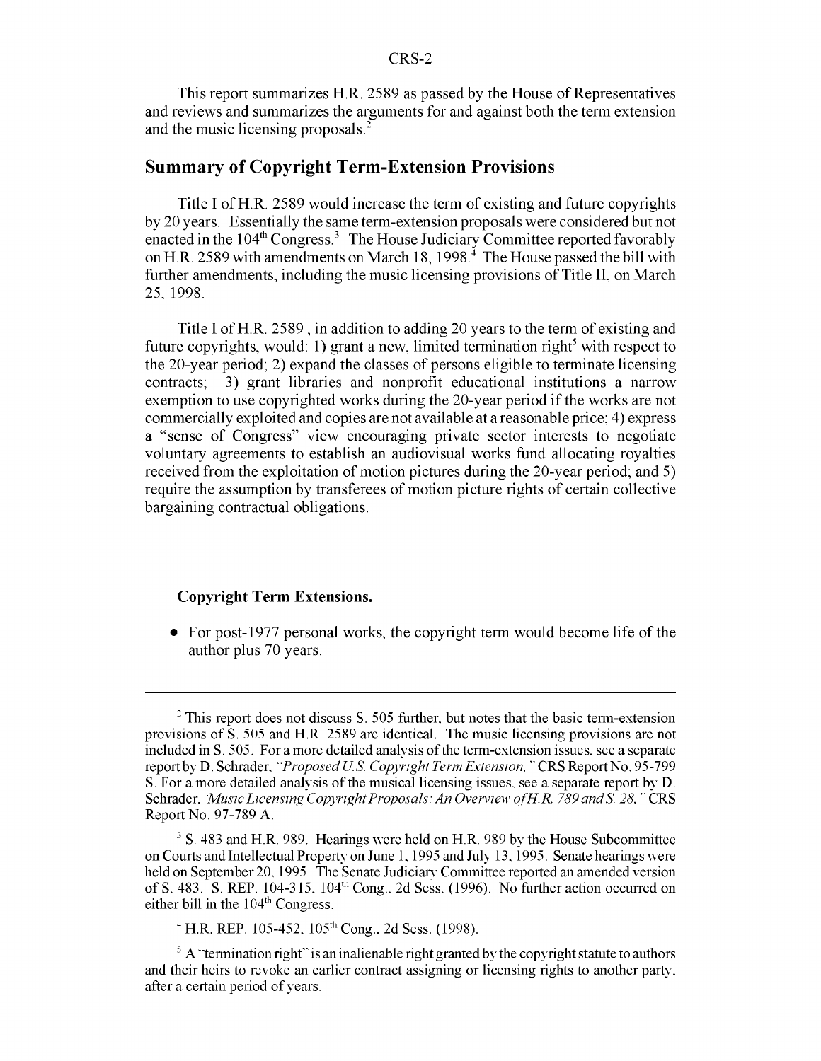This report summarizes H.R. 2589 as passed by the House of Representatives and reviews and summarizes the arguments for and against both the term extension and the music licensing proposals.[2]

## Summary of Copyright Term-Extension Provisions

Title I of H.R. 2589 would increase the term of existing and future copyrights by 20 years. Essentially the same term-extension proposals were considered but not enacted in the 104th Congress.[3] The House Judiciary Committee reported favorably on H.R. 2589 with amendments on March 18, 1998.[4] The House passed the bill with further amendments, including the music licensing provisions of Title II, on March 25, 1998.

Title I of H.R. 2589 , in addition to adding 20 years to the term of existing and future copyrights, would: 1) grant a new, limited termination right[5] with respect to the 20-year period; 2) expand the classes of persons eligible to terminate licensing contracts; 3) grant libraries and nonprofit educational institutions a narrow exemption to use copyrighted works during the 20-year period if the works are not commercially exploited and copies are not available at a reasonable price; 4) express a "sense of Congress" view encouraging private sector interests to negotiate voluntary agreements to establish an audiovisual works fund allocating royalties received from the exploitation of motion pictures during the 20-year period; and 5) require the assumption by transferees of motion picture rights of certain collective bargaining contractual obligations.

### Copyright Term Extensions.

- For post-1977 personal works, the copyright term would become life of the author plus 70 years.

---

[2] This report does not discuss S. 505 further, but notes that the basic term-extension provisions of S. 505 and H.R. 2589 are identical. The music licensing provisions are not included in S. 505. For a more detailed analysis of the term-extension issues, see a separate report by D. Schrader, *"Proposed U.S. Copyright Term Extension,"* CRS Report No. 95-799 S. For a more detailed analysis of the musical licensing issues, see a separate report by D. Schrader, *"Music Licensing Copyright Proposals: An Overview of H.R. 789 and S. 28,"* CRS Report No. 97-789 A.

[3] S. 483 and H.R. 989. Hearings were held on H.R. 989 by the House Subcommittee on Courts and Intellectual Property on June 1, 1995 and July 13, 1995. Senate hearings were held on September 20, 1995. The Senate Judiciary Committee reported an amended version of S. 483. S. REP. 104-315, 104th Cong., 2d Sess. (1996). No further action occurred on either bill in the 104th Congress.

[4] H.R. REP. 105-452, 105th Cong., 2d Sess. (1998).

[5] A "termination right" is an inalienable right granted by the copyright statute to authors and their heirs to revoke an earlier contract assigning or licensing rights to another party, after a certain period of years.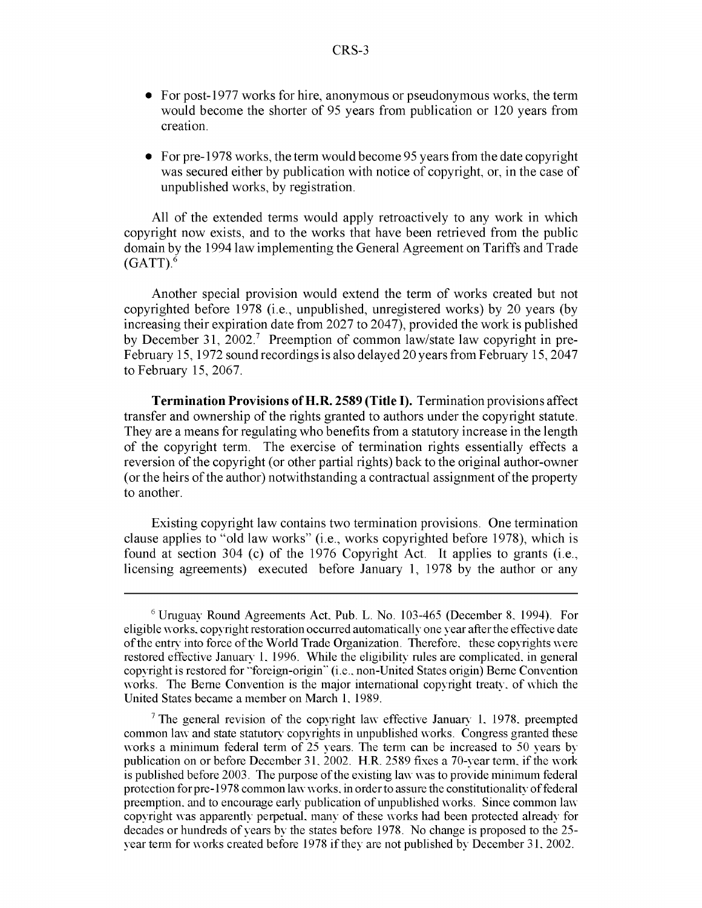- For post-1977 works for hire, anonymous or pseudonymous works, the term would become the shorter of 95 years from publication or 120 years from creation.
- For pre-1978 works, the term would become 95 years from the date copyright was secured either by publication with notice of copyright, or, in the case of unpublished works, by registration.

All of the extended terms would apply retroactively to any work in which copyright now exists, and to the works that have been retrieved from the public domain by the 1994 law implementing the General Agreement on Tariffs and Trade (GATT).[6]

Another special provision would extend the term of works created but not copyrighted before 1978 (i.e., unpublished, unregistered works) by 20 years (by increasing their expiration date from 2027 to 2047), provided the work is published by December 31, 2002.[7] Preemption of common law/state law copyright in pre-February 15, 1972 sound recordings is also delayed 20 years from February 15, 2047 to February 15, 2067.

**Termination Provisions of H.R. 2589 (Title I).** Termination provisions affect transfer and ownership of the rights granted to authors under the copyright statute. They are a means for regulating who benefits from a statutory increase in the length of the copyright term. The exercise of termination rights essentially effects a reversion of the copyright (or other partial rights) back to the original author-owner (or the heirs of the author) notwithstanding a contractual assignment of the property to another.

Existing copyright law contains two termination provisions. One termination clause applies to "old law works" (i.e., works copyrighted before 1978), which is found at section 304 (c) of the 1976 Copyright Act. It applies to grants (i.e., licensing agreements) executed before January 1, 1978 by the author or any

---

[6] Uruguay Round Agreements Act, Pub. L. No. 103-465 (December 8, 1994). For eligible works, copyright restoration occurred automatically one year after the effective date of the entry into force of the World Trade Organization. Therefore, these copyrights were restored effective January 1, 1996. While the eligibility rules are complicated, in general copyright is restored for "foreign-origin" (i.e., non-United States origin) Berne Convention works. The Berne Convention is the major international copyright treaty, of which the United States became a member on March 1, 1989.

[7] The general revision of the copyright law effective January 1, 1978, preempted common law and state statutory copyrights in unpublished works. Congress granted these works a minimum federal term of 25 years. The term can be increased to 50 years by publication on or before December 31, 2002. H.R. 2589 fixes a 70-year term, if the work is published before 2003. The purpose of the existing law was to provide minimum federal protection for pre-1978 common law works, in order to assure the constitutionality of federal preemption, and to encourage early publication of unpublished works. Since common law copyright was apparently perpetual, many of these works had been protected already for decades or hundreds of years by the states before 1978. No change is proposed to the 25-year term for works created before 1978 if they are not published by December 31, 2002.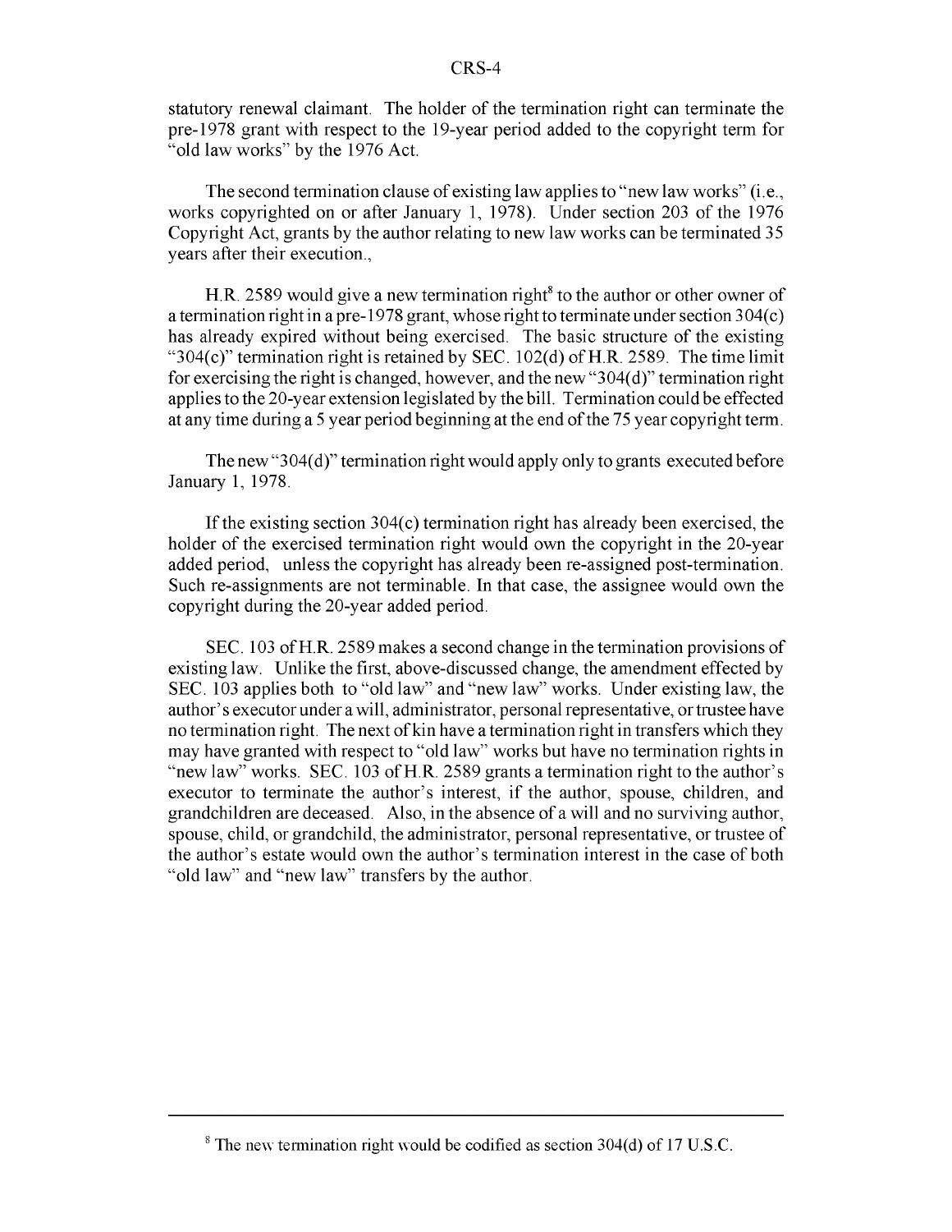statutory renewal claimant. The holder of the termination right can terminate the pre-1978 grant with respect to the 19-year period added to the copyright term for "old law works" by the 1976 Act.

The second termination clause of existing law applies to "new law works" (i.e., works copyrighted on or after January 1, 1978). Under section 203 of the 1976 Copyright Act, grants by the author relating to new law works can be terminated 35 years after their execution.,

H.R. 2589 would give a new termination right[8] to the author or other owner of a termination right in a pre-1978 grant, whose right to terminate under section 304(c) has already expired without being exercised. The basic structure of the existing "304(c)" termination right is retained by SEC. 102(d) of H.R. 2589. The time limit for exercising the right is changed, however, and the new "304(d)" termination right applies to the 20-year extension legislated by the bill. Termination could be effected at any time during a 5 year period beginning at the end of the 75 year copyright term.

The new "304(d)" termination right would apply only to grants executed before January 1, 1978.

If the existing section 304(c) termination right has already been exercised, the holder of the exercised termination right would own the copyright in the 20-year added period, unless the copyright has already been re-assigned post-termination. Such re-assignments are not terminable. In that case, the assignee would own the copyright during the 20-year added period.

SEC. 103 of H.R. 2589 makes a second change in the termination provisions of existing law. Unlike the first, above-discussed change, the amendment effected by SEC. 103 applies both to "old law" and "new law" works. Under existing law, the author's executor under a will, administrator, personal representative, or trustee have no termination right. The next of kin have a termination right in transfers which they may have granted with respect to "old law" works but have no termination rights in "new law" works. SEC. 103 of H.R. 2589 grants a termination right to the author's executor to terminate the author's interest, if the author, spouse, children, and grandchildren are deceased. Also, in the absence of a will and no surviving author, spouse, child, or grandchild, the administrator, personal representative, or trustee of the author's estate would own the author's termination interest in the case of both "old law" and "new law" transfers by the author.

[8] The new termination right would be codified as section 304(d) of 17 U.S.C.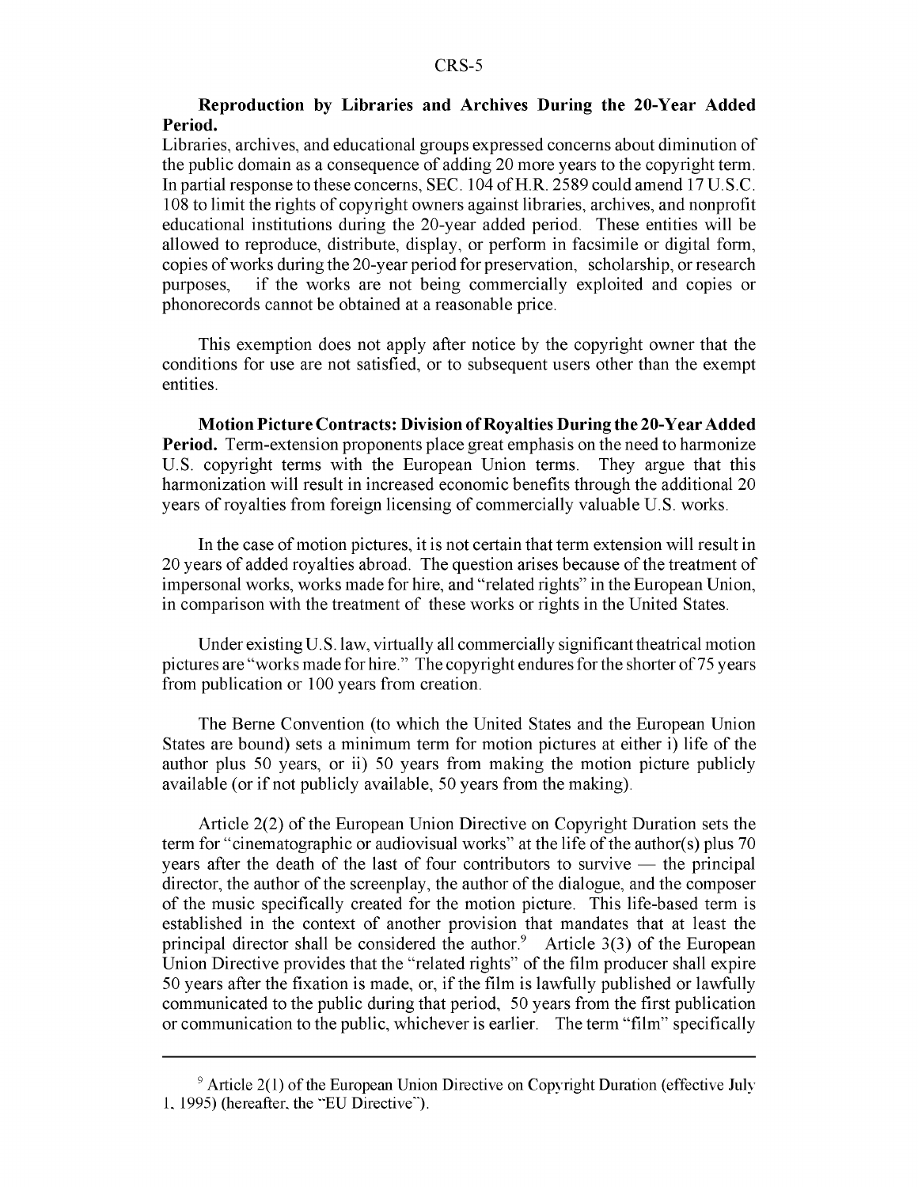**Reproduction by Libraries and Archives During the 20-Year Added Period.**

Libraries, archives, and educational groups expressed concerns about diminution of the public domain as a consequence of adding 20 more years to the copyright term. In partial response to these concerns, SEC. 104 of H.R. 2589 could amend 17 U.S.C. 108 to limit the rights of copyright owners against libraries, archives, and nonprofit educational institutions during the 20-year added period. These entities will be allowed to reproduce, distribute, display, or perform in facsimile or digital form, copies of works during the 20-year period for preservation, scholarship, or research purposes, if the works are not being commercially exploited and copies or phonorecords cannot be obtained at a reasonable price.

This exemption does not apply after notice by the copyright owner that the conditions for use are not satisfied, or to subsequent users other than the exempt entities.

**Motion Picture Contracts: Division of Royalties During the 20-Year Added Period.** Term-extension proponents place great emphasis on the need to harmonize U.S. copyright terms with the European Union terms. They argue that this harmonization will result in increased economic benefits through the additional 20 years of royalties from foreign licensing of commercially valuable U.S. works.

In the case of motion pictures, it is not certain that term extension will result in 20 years of added royalties abroad. The question arises because of the treatment of impersonal works, works made for hire, and "related rights" in the European Union, in comparison with the treatment of these works or rights in the United States.

Under existing U.S. law, virtually all commercially significant theatrical motion pictures are "works made for hire." The copyright endures for the shorter of 75 years from publication or 100 years from creation.

The Berne Convention (to which the United States and the European Union States are bound) sets a minimum term for motion pictures at either i) life of the author plus 50 years, or ii) 50 years from making the motion picture publicly available (or if not publicly available, 50 years from the making).

Article 2(2) of the European Union Directive on Copyright Duration sets the term for "cinematographic or audiovisual works" at the life of the author(s) plus 70 years after the death of the last of four contributors to survive — the principal director, the author of the screenplay, the author of the dialogue, and the composer of the music specifically created for the motion picture. This life-based term is established in the context of another provision that mandates that at least the principal director shall be considered the author.[9] Article 3(3) of the European Union Directive provides that the "related rights" of the film producer shall expire 50 years after the fixation is made, or, if the film is lawfully published or lawfully communicated to the public during that period, 50 years from the first publication or communication to the public, whichever is earlier. The term "film" specifically

---

[9] Article 2(1) of the European Union Directive on Copyright Duration (effective July 1, 1995) (hereafter, the "EU Directive").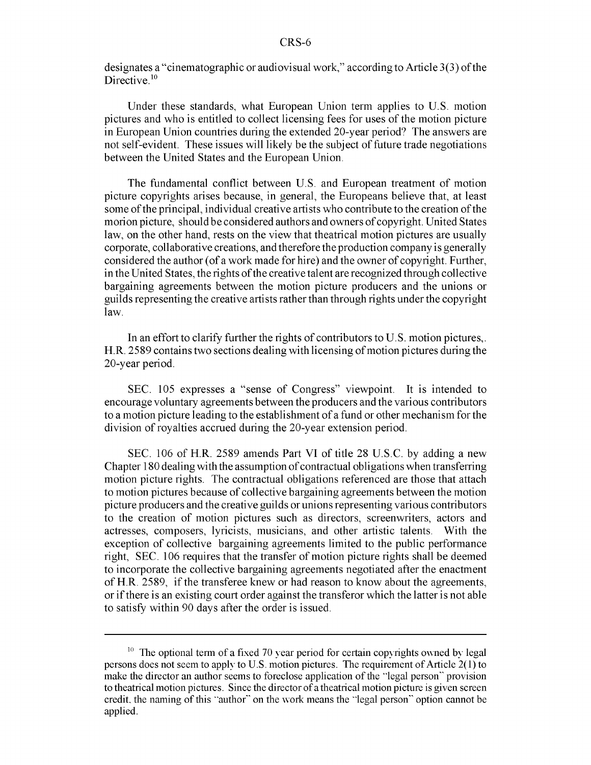designates a "cinematographic or audiovisual work," according to Article 3(3) of the Directive.[10]

Under these standards, what European Union term applies to U.S. motion pictures and who is entitled to collect licensing fees for uses of the motion picture in European Union countries during the extended 20-year period? The answers are not self-evident. These issues will likely be the subject of future trade negotiations between the United States and the European Union.

The fundamental conflict between U.S. and European treatment of motion picture copyrights arises because, in general, the Europeans believe that, at least some of the principal, individual creative artists who contribute to the creation of the morion picture, should be considered authors and owners of copyright. United States law, on the other hand, rests on the view that theatrical motion pictures are usually corporate, collaborative creations, and therefore the production company is generally considered the author (of a work made for hire) and the owner of copyright. Further, in the United States, the rights of the creative talent are recognized through collective bargaining agreements between the motion picture producers and the unions or guilds representing the creative artists rather than through rights under the copyright law.

In an effort to clarify further the rights of contributors to U.S. motion pictures,. H.R. 2589 contains two sections dealing with licensing of motion pictures during the 20-year period.

SEC. 105 expresses a "sense of Congress" viewpoint. It is intended to encourage voluntary agreements between the producers and the various contributors to a motion picture leading to the establishment of a fund or other mechanism for the division of royalties accrued during the 20-year extension period.

SEC. 106 of H.R. 2589 amends Part VI of title 28 U.S.C. by adding a new Chapter 180 dealing with the assumption of contractual obligations when transferring motion picture rights. The contractual obligations referenced are those that attach to motion pictures because of collective bargaining agreements between the motion picture producers and the creative guilds or unions representing various contributors to the creation of motion pictures such as directors, screenwriters, actors and actresses, composers, lyricists, musicians, and other artistic talents. With the exception of collective bargaining agreements limited to the public performance right, SEC. 106 requires that the transfer of motion picture rights shall be deemed to incorporate the collective bargaining agreements negotiated after the enactment of H.R. 2589, if the transferee knew or had reason to know about the agreements, or if there is an existing court order against the transferor which the latter is not able to satisfy within 90 days after the order is issued.

---

[10] The optional term of a fixed 70 year period for certain copyrights owned by legal persons does not seem to apply to U.S. motion pictures. The requirement of Article 2(1) to make the director an author seems to foreclose application of the "legal person" provision to theatrical motion pictures. Since the director of a theatrical motion picture is given screen credit, the naming of this "author" on the work means the "legal person" option cannot be applied.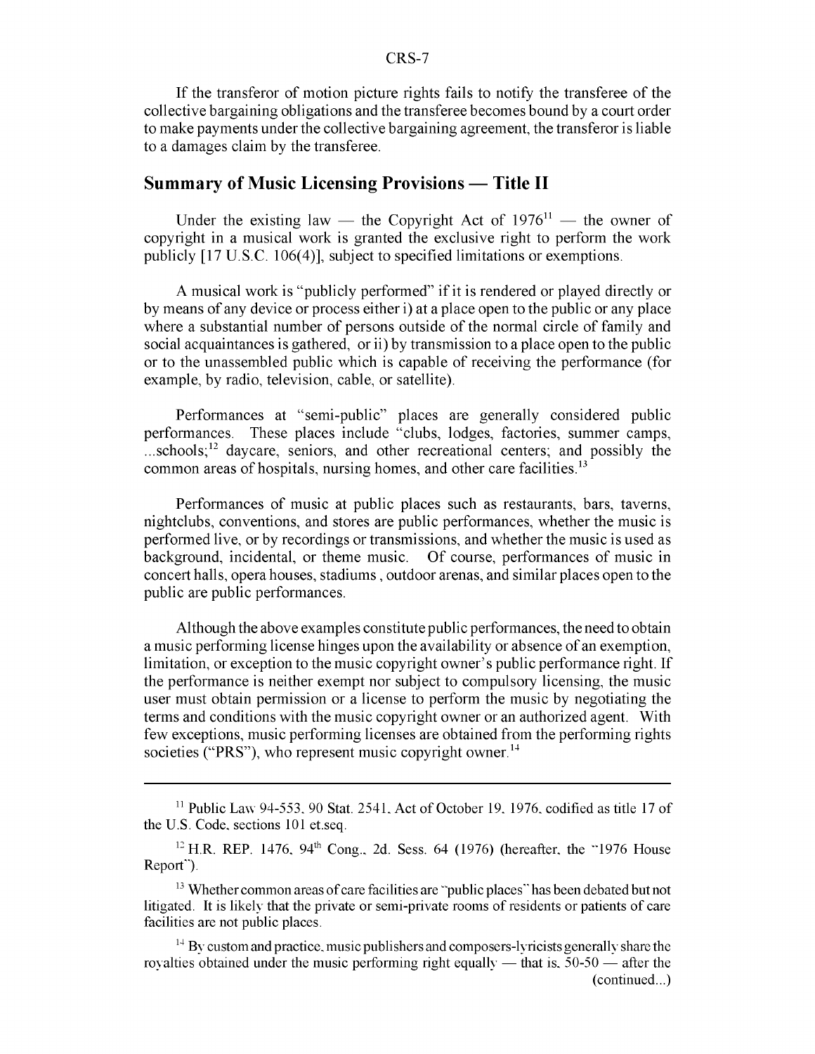If the transferor of motion picture rights fails to notify the transferee of the collective bargaining obligations and the transferee becomes bound by a court order to make payments under the collective bargaining agreement, the transferor is liable to a damages claim by the transferee.

## Summary of Music Licensing Provisions — Title II

Under the existing law — the Copyright Act of 1976[11] — the owner of copyright in a musical work is granted the exclusive right to perform the work publicly [17 U.S.C. 106(4)], subject to specified limitations or exemptions.

A musical work is "publicly performed" if it is rendered or played directly or by means of any device or process either i) at a place open to the public or any place where a substantial number of persons outside of the normal circle of family and social acquaintances is gathered, or ii) by transmission to a place open to the public or to the unassembled public which is capable of receiving the performance (for example, by radio, television, cable, or satellite).

Performances at "semi-public" places are generally considered public performances. These places include "clubs, lodges, factories, summer camps, ...schools;[12] daycare, seniors, and other recreational centers; and possibly the common areas of hospitals, nursing homes, and other care facilities.[13]

Performances of music at public places such as restaurants, bars, taverns, nightclubs, conventions, and stores are public performances, whether the music is performed live, or by recordings or transmissions, and whether the music is used as background, incidental, or theme music. Of course, performances of music in concert halls, opera houses, stadiums , outdoor arenas, and similar places open to the public are public performances.

Although the above examples constitute public performances, the need to obtain a music performing license hinges upon the availability or absence of an exemption, limitation, or exception to the music copyright owner's public performance right. If the performance is neither exempt nor subject to compulsory licensing, the music user must obtain permission or a license to perform the music by negotiating the terms and conditions with the music copyright owner or an authorized agent. With few exceptions, music performing licenses are obtained from the performing rights societies ("PRS"), who represent music copyright owner.[14]

---

[11] Public Law 94-553, 90 Stat. 2541, Act of October 19, 1976, codified as title 17 of the U.S. Code, sections 101 et.seq.

[12] H.R. REP. 1476, 94th Cong., 2d. Sess. 64 (1976) (hereafter, the "1976 House Report").

[13] Whether common areas of care facilities are "public places" has been debated but not litigated. It is likely that the private or semi-private rooms of residents or patients of care facilities are not public places.

[14] By custom and practice, music publishers and composers-lyricists generally share the royalties obtained under the music performing right equally — that is, 50-50 — after the (continued...)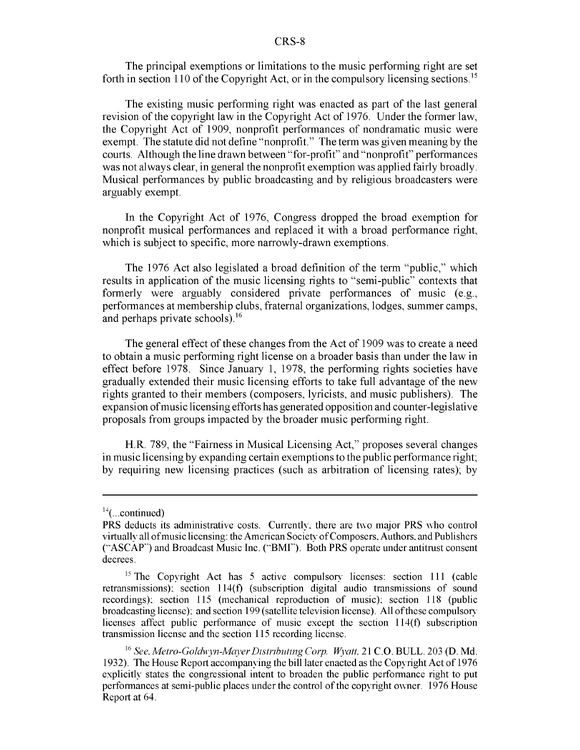The principal exemptions or limitations to the music performing right are set forth in section 110 of the Copyright Act, or in the compulsory licensing sections.[15]

The existing music performing right was enacted as part of the last general revision of the copyright law in the Copyright Act of 1976. Under the former law, the Copyright Act of 1909, nonprofit performances of nondramatic music were exempt. The statute did not define "nonprofit." The term was given meaning by the courts. Although the line drawn between "for-profit" and "nonprofit" performances was not always clear, in general the nonprofit exemption was applied fairly broadly. Musical performances by public broadcasting and by religious broadcasters were arguably exempt.

In the Copyright Act of 1976, Congress dropped the broad exemption for nonprofit musical performances and replaced it with a broad performance right, which is subject to specific, more narrowly-drawn exemptions.

The 1976 Act also legislated a broad definition of the term "public," which results in application of the music licensing rights to "semi-public" contexts that formerly were arguably considered private performances of music (e.g., performances at membership clubs, fraternal organizations, lodges, summer camps, and perhaps private schools).[16]

The general effect of these changes from the Act of 1909 was to create a need to obtain a music performing right license on a broader basis than under the law in effect before 1978. Since January 1, 1978, the performing rights societies have gradually extended their music licensing efforts to take full advantage of the new rights granted to their members (composers, lyricists, and music publishers). The expansion of music licensing efforts has generated opposition and counter-legislative proposals from groups impacted by the broader music performing right.

H.R. 789, the "Fairness in Musical Licensing Act," proposes several changes in music licensing by expanding certain exemptions to the public performance right; by requiring new licensing practices (such as arbitration of licensing rates); by

---

[14](...continued)
PRS deducts its administrative costs. Currently, there are two major PRS who control virtually all of music licensing: the American Society of Composers, Authors, and Publishers ("ASCAP") and Broadcast Music Inc. ("BMI"). Both PRS operate under antitrust consent decrees.

[15] The Copyright Act has 5 active compulsory licenses: section 111 (cable retransmissions); section 114(f) (subscription digital audio transmissions of sound recordings); section 115 (mechanical reproduction of music); section 118 (public broadcasting license); and section 199 (satellite television license). All of these compulsory licenses affect public performance of music except the section 114(f) subscription transmission license and the section 115 recording license.

[16] *See, Metro-Goldwyn-Mayer Distributing Corp. Wyatt*, 21 C.O. BULL. 203 (D. Md. 1932). The House Report accompanying the bill later enacted as the Copyright Act of 1976 explicitly states the congressional intent to broaden the public performance right to put performances at semi-public places under the control of the copyright owner. 1976 House Report at 64.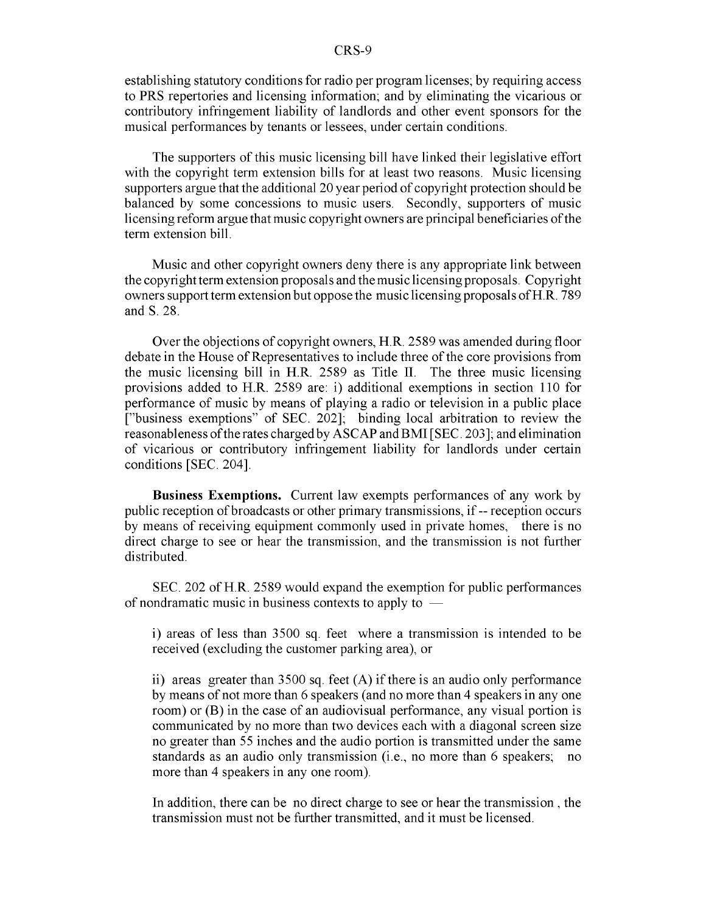establishing statutory conditions for radio per program licenses; by requiring access to PRS repertories and licensing information; and by eliminating the vicarious or contributory infringement liability of landlords and other event sponsors for the musical performances by tenants or lessees, under certain conditions.

The supporters of this music licensing bill have linked their legislative effort with the copyright term extension bills for at least two reasons. Music licensing supporters argue that the additional 20 year period of copyright protection should be balanced by some concessions to music users. Secondly, supporters of music licensing reform argue that music copyright owners are principal beneficiaries of the term extension bill.

Music and other copyright owners deny there is any appropriate link between the copyright term extension proposals and the music licensing proposals. Copyright owners support term extension but oppose the music licensing proposals of H.R. 789 and S. 28.

Over the objections of copyright owners, H.R. 2589 was amended during floor debate in the House of Representatives to include three of the core provisions from the music licensing bill in H.R. 2589 as Title II. The three music licensing provisions added to H.R. 2589 are: i) additional exemptions in section 110 for performance of music by means of playing a radio or television in a public place ["business exemptions" of SEC. 202]; binding local arbitration to review the reasonableness of the rates charged by ASCAP and BMI [SEC. 203]; and elimination of vicarious or contributory infringement liability for landlords under certain conditions [SEC. 204].

**Business Exemptions.** Current law exempts performances of any work by public reception of broadcasts or other primary transmissions, if -- reception occurs by means of receiving equipment commonly used in private homes, there is no direct charge to see or hear the transmission, and the transmission is not further distributed.

SEC. 202 of H.R. 2589 would expand the exemption for public performances of nondramatic music in business contexts to apply to —

i) areas of less than 3500 sq. feet where a transmission is intended to be received (excluding the customer parking area), or

ii) areas greater than 3500 sq. feet (A) if there is an audio only performance by means of not more than 6 speakers (and no more than 4 speakers in any one room) or (B) in the case of an audiovisual performance, any visual portion is communicated by no more than two devices each with a diagonal screen size no greater than 55 inches and the audio portion is transmitted under the same standards as an audio only transmission (i.e., no more than 6 speakers; no more than 4 speakers in any one room).

In addition, there can be no direct charge to see or hear the transmission , the transmission must not be further transmitted, and it must be licensed.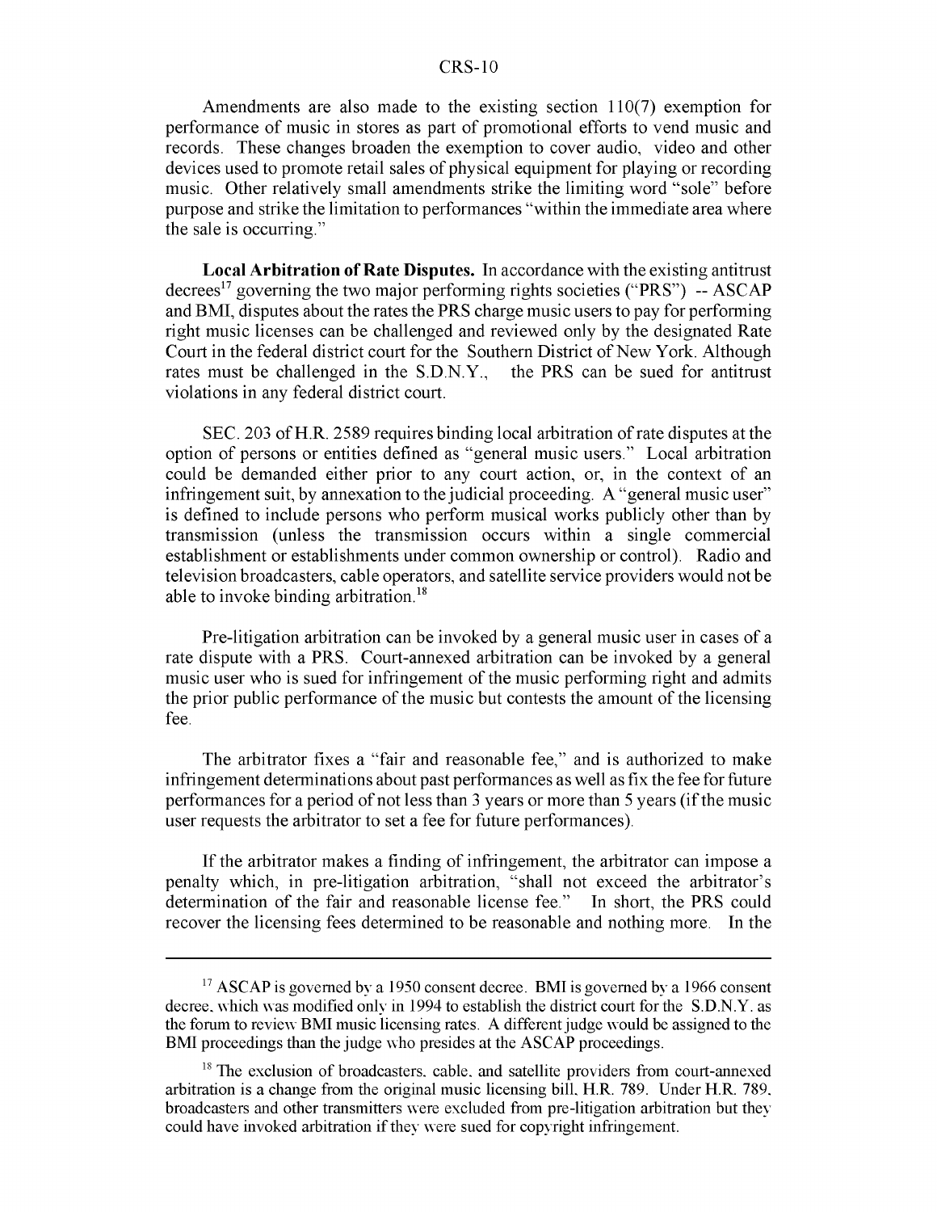Amendments are also made to the existing section 110(7) exemption for performance of music in stores as part of promotional efforts to vend music and records. These changes broaden the exemption to cover audio, video and other devices used to promote retail sales of physical equipment for playing or recording music. Other relatively small amendments strike the limiting word "sole" before purpose and strike the limitation to performances "within the immediate area where the sale is occurring."

**Local Arbitration of Rate Disputes.** In accordance with the existing antitrust decrees[17] governing the two major performing rights societies ("PRS") -- ASCAP and BMI, disputes about the rates the PRS charge music users to pay for performing right music licenses can be challenged and reviewed only by the designated Rate Court in the federal district court for the Southern District of New York. Although rates must be challenged in the S.D.N.Y., the PRS can be sued for antitrust violations in any federal district court.

SEC. 203 of H.R. 2589 requires binding local arbitration of rate disputes at the option of persons or entities defined as "general music users." Local arbitration could be demanded either prior to any court action, or, in the context of an infringement suit, by annexation to the judicial proceeding. A "general music user" is defined to include persons who perform musical works publicly other than by transmission (unless the transmission occurs within a single commercial establishment or establishments under common ownership or control). Radio and television broadcasters, cable operators, and satellite service providers would not be able to invoke binding arbitration.[18]

Pre-litigation arbitration can be invoked by a general music user in cases of a rate dispute with a PRS. Court-annexed arbitration can be invoked by a general music user who is sued for infringement of the music performing right and admits the prior public performance of the music but contests the amount of the licensing fee.

The arbitrator fixes a "fair and reasonable fee," and is authorized to make infringement determinations about past performances as well as fix the fee for future performances for a period of not less than 3 years or more than 5 years (if the music user requests the arbitrator to set a fee for future performances).

If the arbitrator makes a finding of infringement, the arbitrator can impose a penalty which, in pre-litigation arbitration, "shall not exceed the arbitrator's determination of the fair and reasonable license fee." In short, the PRS could recover the licensing fees determined to be reasonable and nothing more. In the

---

[17] ASCAP is governed by a 1950 consent decree. BMI is governed by a 1966 consent decree, which was modified only in 1994 to establish the district court for the S.D.N.Y. as the forum to review BMI music licensing rates. A different judge would be assigned to the BMI proceedings than the judge who presides at the ASCAP proceedings.

[18] The exclusion of broadcasters, cable, and satellite providers from court-annexed arbitration is a change from the original music licensing bill, H.R. 789. Under H.R. 789, broadcasters and other transmitters were excluded from pre-litigation arbitration but they could have invoked arbitration if they were sued for copyright infringement.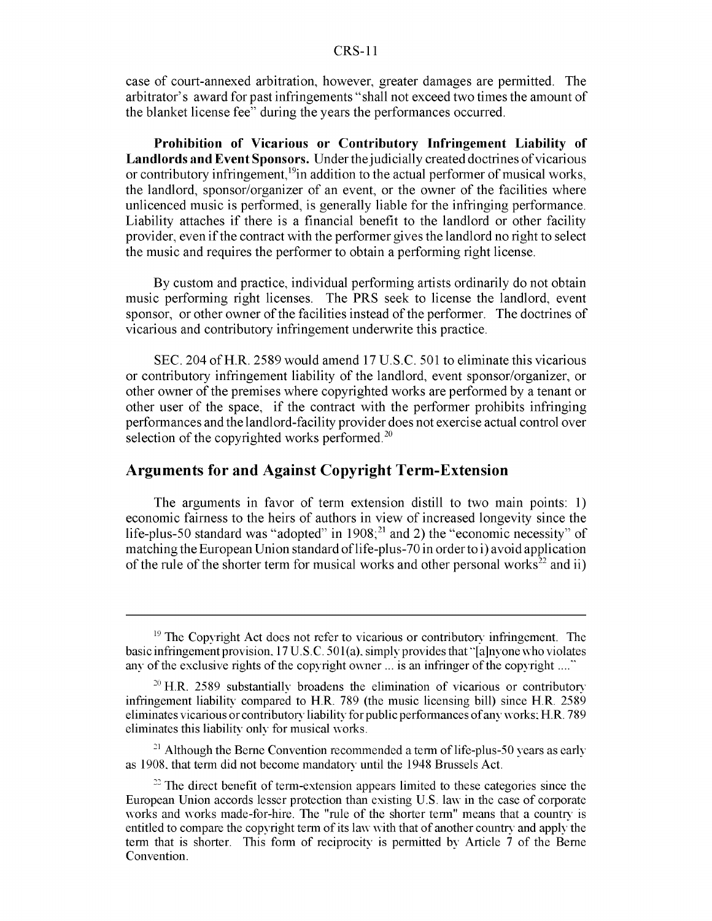case of court-annexed arbitration, however, greater damages are permitted. The arbitrator's award for past infringements "shall not exceed two times the amount of the blanket license fee" during the years the performances occurred.

**Prohibition of Vicarious or Contributory Infringement Liability of Landlords and Event Sponsors.** Under the judicially created doctrines of vicarious or contributory infringement,[19]in addition to the actual performer of musical works, the landlord, sponsor/organizer of an event, or the owner of the facilities where unlicenced music is performed, is generally liable for the infringing performance. Liability attaches if there is a financial benefit to the landlord or other facility provider, even if the contract with the performer gives the landlord no right to select the music and requires the performer to obtain a performing right license.

By custom and practice, individual performing artists ordinarily do not obtain music performing right licenses. The PRS seek to license the landlord, event sponsor, or other owner of the facilities instead of the performer. The doctrines of vicarious and contributory infringement underwrite this practice.

SEC. 204 of H.R. 2589 would amend 17 U.S.C. 501 to eliminate this vicarious or contributory infringement liability of the landlord, event sponsor/organizer, or other owner of the premises where copyrighted works are performed by a tenant or other user of the space, if the contract with the performer prohibits infringing performances and the landlord-facility provider does not exercise actual control over selection of the copyrighted works performed.[20]

## Arguments for and Against Copyright Term-Extension

The arguments in favor of term extension distill to two main points: 1) economic fairness to the heirs of authors in view of increased longevity since the life-plus-50 standard was "adopted" in 1908;[21] and 2) the "economic necessity" of matching the European Union standard of life-plus-70 in order to i) avoid application of the rule of the shorter term for musical works and other personal works[22] and ii)

---

[19] The Copyright Act does not refer to vicarious or contributory infringement. The basic infringement provision, 17 U.S.C. 501(a), simply provides that "[a]nyone who violates any of the exclusive rights of the copyright owner ... is an infringer of the copyright ...."

[20] H.R. 2589 substantially broadens the elimination of vicarious or contributory infringement liability compared to H.R. 789 (the music licensing bill) since H.R. 2589 eliminates vicarious or contributory liability for public performances of any works; H.R. 789 eliminates this liability only for musical works.

[21] Although the Berne Convention recommended a term of life-plus-50 years as early as 1908, that term did not become mandatory until the 1948 Brussels Act.

[22] The direct benefit of term-extension appears limited to these categories since the European Union accords lesser protection than existing U.S. law in the case of corporate works and works made-for-hire. The "rule of the shorter term" means that a country is entitled to compare the copyright term of its law with that of another country and apply the term that is shorter. This form of reciprocity is permitted by Article 7 of the Berne Convention.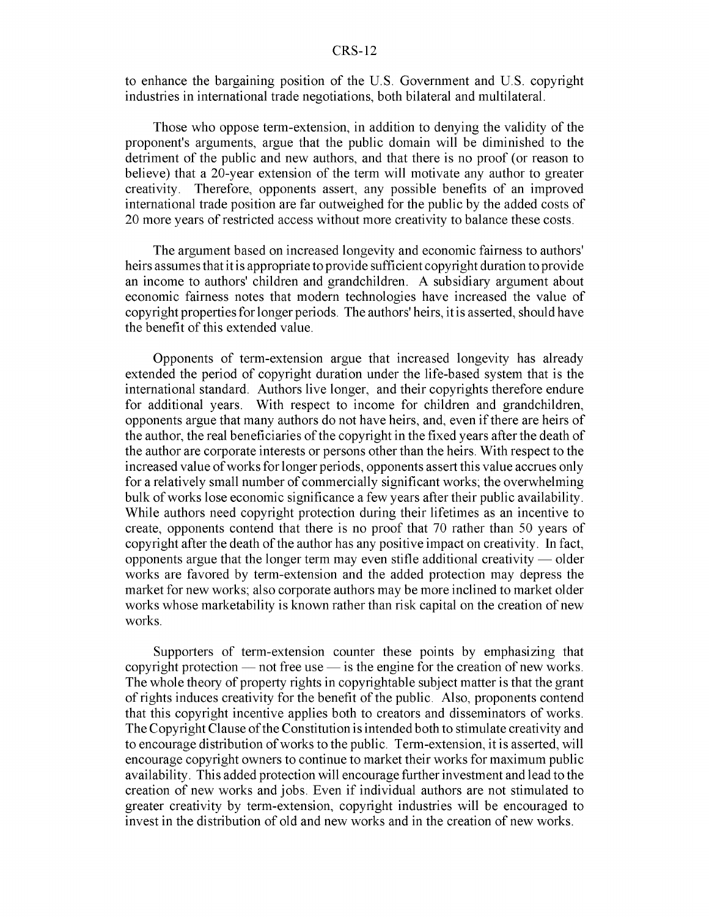to enhance the bargaining position of the U.S. Government and U.S. copyright industries in international trade negotiations, both bilateral and multilateral.

Those who oppose term-extension, in addition to denying the validity of the proponent's arguments, argue that the public domain will be diminished to the detriment of the public and new authors, and that there is no proof (or reason to believe) that a 20-year extension of the term will motivate any author to greater creativity. Therefore, opponents assert, any possible benefits of an improved international trade position are far outweighed for the public by the added costs of 20 more years of restricted access without more creativity to balance these costs.

The argument based on increased longevity and economic fairness to authors' heirs assumes that it is appropriate to provide sufficient copyright duration to provide an income to authors' children and grandchildren. A subsidiary argument about economic fairness notes that modern technologies have increased the value of copyright properties for longer periods. The authors' heirs, it is asserted, should have the benefit of this extended value.

Opponents of term-extension argue that increased longevity has already extended the period of copyright duration under the life-based system that is the international standard. Authors live longer, and their copyrights therefore endure for additional years. With respect to income for children and grandchildren, opponents argue that many authors do not have heirs, and, even if there are heirs of the author, the real beneficiaries of the copyright in the fixed years after the death of the author are corporate interests or persons other than the heirs. With respect to the increased value of works for longer periods, opponents assert this value accrues only for a relatively small number of commercially significant works; the overwhelming bulk of works lose economic significance a few years after their public availability. While authors need copyright protection during their lifetimes as an incentive to create, opponents contend that there is no proof that 70 rather than 50 years of copyright after the death of the author has any positive impact on creativity. In fact, opponents argue that the longer term may even stifle additional creativity — older works are favored by term-extension and the added protection may depress the market for new works; also corporate authors may be more inclined to market older works whose marketability is known rather than risk capital on the creation of new works.

Supporters of term-extension counter these points by emphasizing that copyright protection — not free use — is the engine for the creation of new works. The whole theory of property rights in copyrightable subject matter is that the grant of rights induces creativity for the benefit of the public. Also, proponents contend that this copyright incentive applies both to creators and disseminators of works. The Copyright Clause of the Constitution is intended both to stimulate creativity and to encourage distribution of works to the public. Term-extension, it is asserted, will encourage copyright owners to continue to market their works for maximum public availability. This added protection will encourage further investment and lead to the creation of new works and jobs. Even if individual authors are not stimulated to greater creativity by term-extension, copyright industries will be encouraged to invest in the distribution of old and new works and in the creation of new works.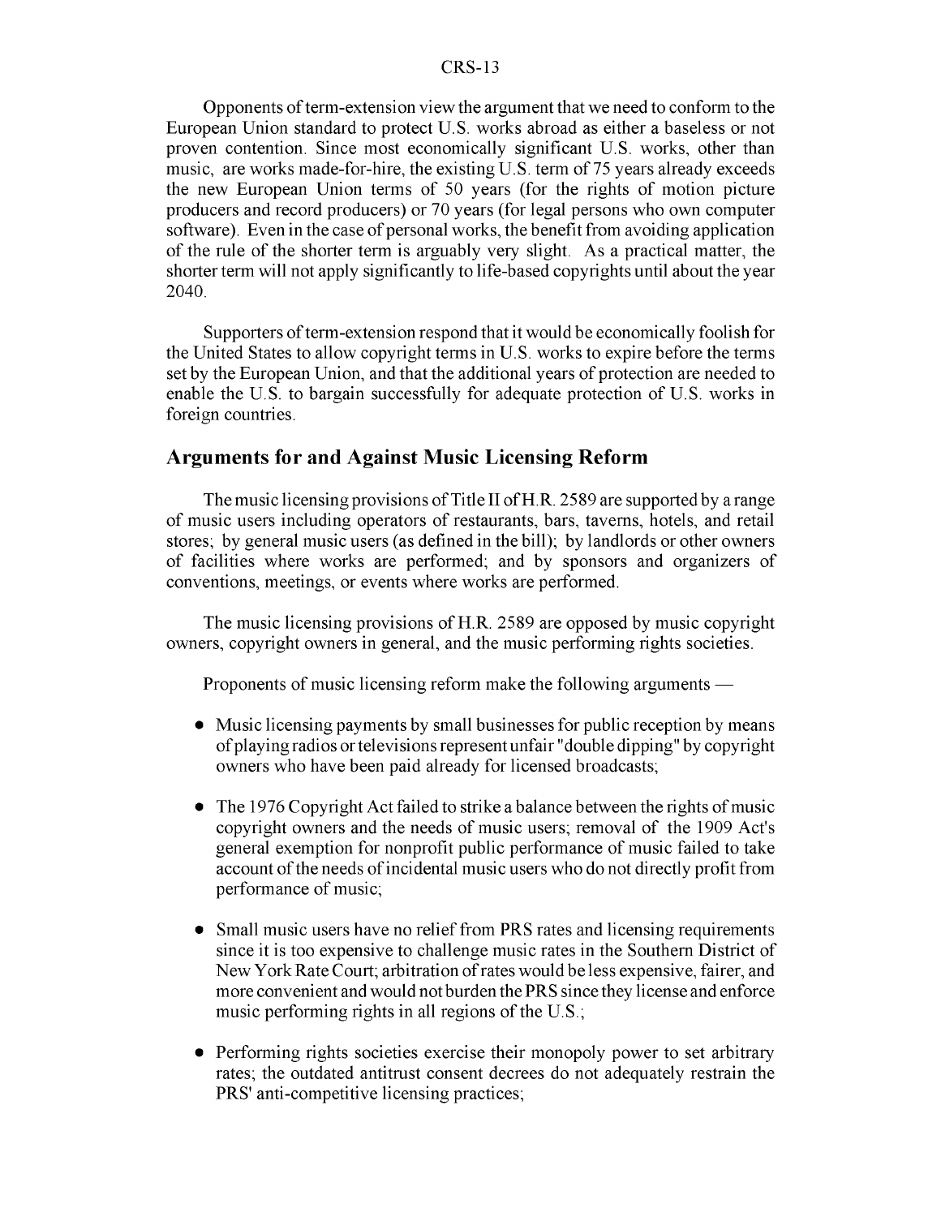Opponents of term-extension view the argument that we need to conform to the European Union standard to protect U.S. works abroad as either a baseless or not proven contention. Since most economically significant U.S. works, other than music, are works made-for-hire, the existing U.S. term of 75 years already exceeds the new European Union terms of 50 years (for the rights of motion picture producers and record producers) or 70 years (for legal persons who own computer software). Even in the case of personal works, the benefit from avoiding application of the rule of the shorter term is arguably very slight. As a practical matter, the shorter term will not apply significantly to life-based copyrights until about the year 2040.

Supporters of term-extension respond that it would be economically foolish for the United States to allow copyright terms in U.S. works to expire before the terms set by the European Union, and that the additional years of protection are needed to enable the U.S. to bargain successfully for adequate protection of U.S. works in foreign countries.

## Arguments for and Against Music Licensing Reform

The music licensing provisions of Title II of H.R. 2589 are supported by a range of music users including operators of restaurants, bars, taverns, hotels, and retail stores; by general music users (as defined in the bill); by landlords or other owners of facilities where works are performed; and by sponsors and organizers of conventions, meetings, or events where works are performed.

The music licensing provisions of H.R. 2589 are opposed by music copyright owners, copyright owners in general, and the music performing rights societies.

Proponents of music licensing reform make the following arguments —

- Music licensing payments by small businesses for public reception by means of playing radios or televisions represent unfair "double dipping" by copyright owners who have been paid already for licensed broadcasts;

- The 1976 Copyright Act failed to strike a balance between the rights of music copyright owners and the needs of music users; removal of the 1909 Act's general exemption for nonprofit public performance of music failed to take account of the needs of incidental music users who do not directly profit from performance of music;

- Small music users have no relief from PRS rates and licensing requirements since it is too expensive to challenge music rates in the Southern District of New York Rate Court; arbitration of rates would be less expensive, fairer, and more convenient and would not burden the PRS since they license and enforce music performing rights in all regions of the U.S.;

- Performing rights societies exercise their monopoly power to set arbitrary rates; the outdated antitrust consent decrees do not adequately restrain the PRS' anti-competitive licensing practices;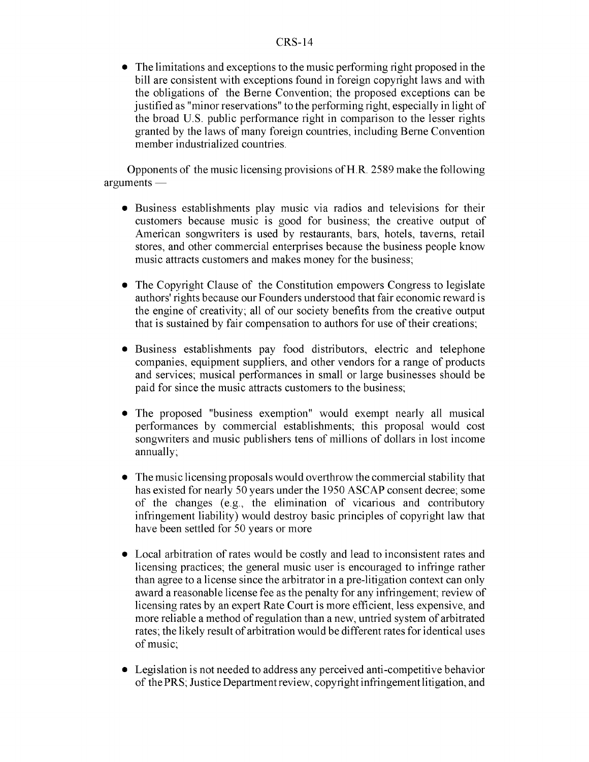- The limitations and exceptions to the music performing right proposed in the bill are consistent with exceptions found in foreign copyright laws and with the obligations of the Berne Convention; the proposed exceptions can be justified as "minor reservations" to the performing right, especially in light of the broad U.S. public performance right in comparison to the lesser rights granted by the laws of many foreign countries, including Berne Convention member industrialized countries.

Opponents of the music licensing provisions of H.R. 2589 make the following arguments —

- Business establishments play music via radios and televisions for their customers because music is good for business; the creative output of American songwriters is used by restaurants, bars, hotels, taverns, retail stores, and other commercial enterprises because the business people know music attracts customers and makes money for the business;

- The Copyright Clause of the Constitution empowers Congress to legislate authors' rights because our Founders understood that fair economic reward is the engine of creativity; all of our society benefits from the creative output that is sustained by fair compensation to authors for use of their creations;

- Business establishments pay food distributors, electric and telephone companies, equipment suppliers, and other vendors for a range of products and services; musical performances in small or large businesses should be paid for since the music attracts customers to the business;

- The proposed "business exemption" would exempt nearly all musical performances by commercial establishments; this proposal would cost songwriters and music publishers tens of millions of dollars in lost income annually;

- The music licensing proposals would overthrow the commercial stability that has existed for nearly 50 years under the 1950 ASCAP consent decree; some of the changes (e.g., the elimination of vicarious and contributory infringement liability) would destroy basic principles of copyright law that have been settled for 50 years or more

- Local arbitration of rates would be costly and lead to inconsistent rates and licensing practices; the general music user is encouraged to infringe rather than agree to a license since the arbitrator in a pre-litigation context can only award a reasonable license fee as the penalty for any infringement; review of licensing rates by an expert Rate Court is more efficient, less expensive, and more reliable a method of regulation than a new, untried system of arbitrated rates; the likely result of arbitration would be different rates for identical uses of music;

- Legislation is not needed to address any perceived anti-competitive behavior of the PRS; Justice Department review, copyright infringement litigation, and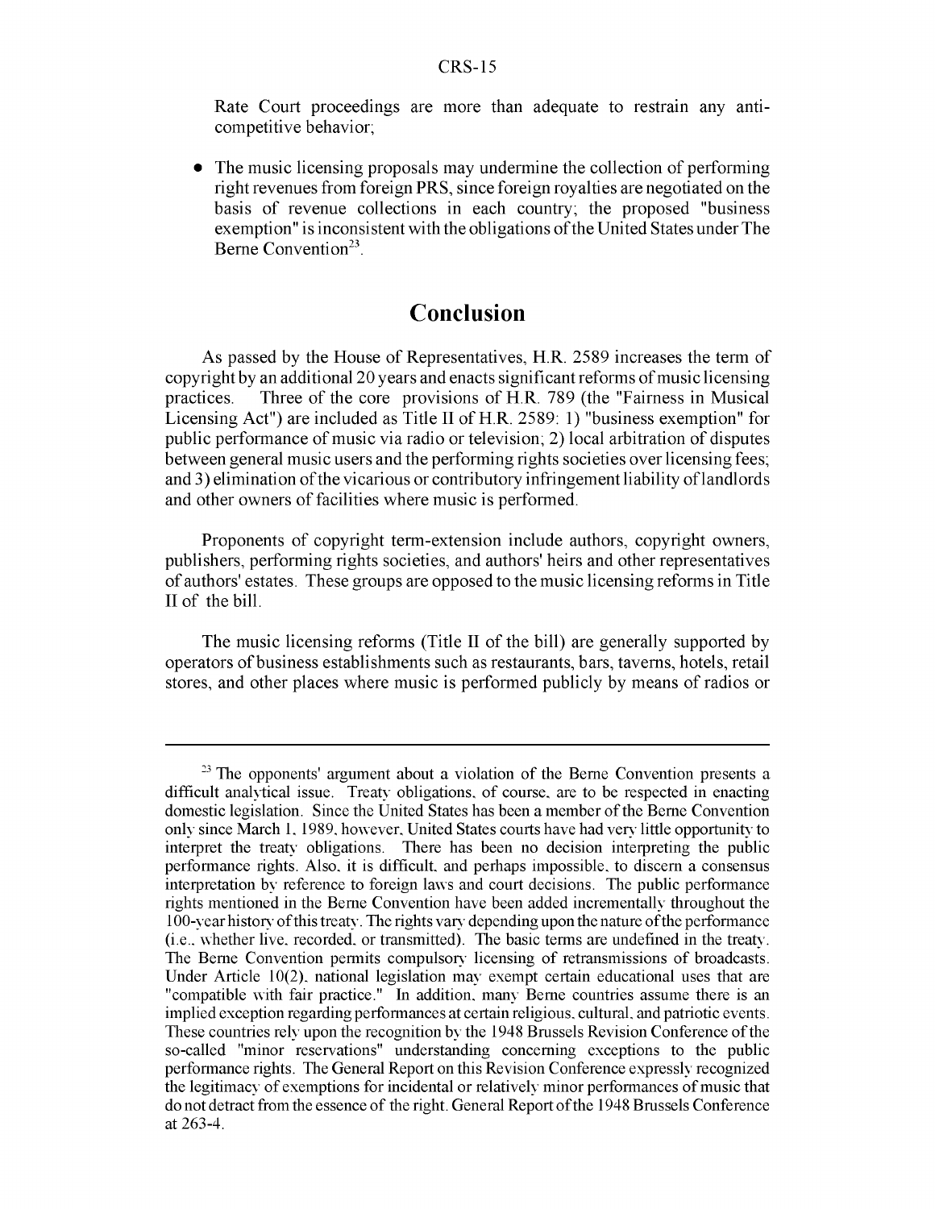Rate Court proceedings are more than adequate to restrain any anti-competitive behavior;

- The music licensing proposals may undermine the collection of performing right revenues from foreign PRS, since foreign royalties are negotiated on the basis of revenue collections in each country; the proposed "business exemption" is inconsistent with the obligations of the United States under The Berne Convention[23].

## Conclusion

As passed by the House of Representatives, H.R. 2589 increases the term of copyright by an additional 20 years and enacts significant reforms of music licensing practices. Three of the core provisions of H.R. 789 (the "Fairness in Musical Licensing Act") are included as Title II of H.R. 2589: 1) "business exemption" for public performance of music via radio or television; 2) local arbitration of disputes between general music users and the performing rights societies over licensing fees; and 3) elimination of the vicarious or contributory infringement liability of landlords and other owners of facilities where music is performed.

Proponents of copyright term-extension include authors, copyright owners, publishers, performing rights societies, and authors' heirs and other representatives of authors' estates. These groups are opposed to the music licensing reforms in Title II of the bill.

The music licensing reforms (Title II of the bill) are generally supported by operators of business establishments such as restaurants, bars, taverns, hotels, retail stores, and other places where music is performed publicly by means of radios or

---

[23] The opponents' argument about a violation of the Berne Convention presents a difficult analytical issue. Treaty obligations, of course, are to be respected in enacting domestic legislation. Since the United States has been a member of the Berne Convention only since March 1, 1989, however, United States courts have had very little opportunity to interpret the treaty obligations. There has been no decision interpreting the public performance rights. Also, it is difficult, and perhaps impossible, to discern a consensus interpretation by reference to foreign laws and court decisions. The public performance rights mentioned in the Berne Convention have been added incrementally throughout the 100-year history of this treaty. The rights vary depending upon the nature of the performance (i.e., whether live, recorded, or transmitted). The basic terms are undefined in the treaty. The Berne Convention permits compulsory licensing of retransmissions of broadcasts. Under Article 10(2), national legislation may exempt certain educational uses that are "compatible with fair practice." In addition, many Berne countries assume there is an implied exception regarding performances at certain religious, cultural, and patriotic events. These countries rely upon the recognition by the 1948 Brussels Revision Conference of the so-called "minor reservations" understanding concerning exceptions to the public performance rights. The General Report on this Revision Conference expressly recognized the legitimacy of exemptions for incidental or relatively minor performances of music that do not detract from the essence of the right. General Report of the 1948 Brussels Conference at 263-4.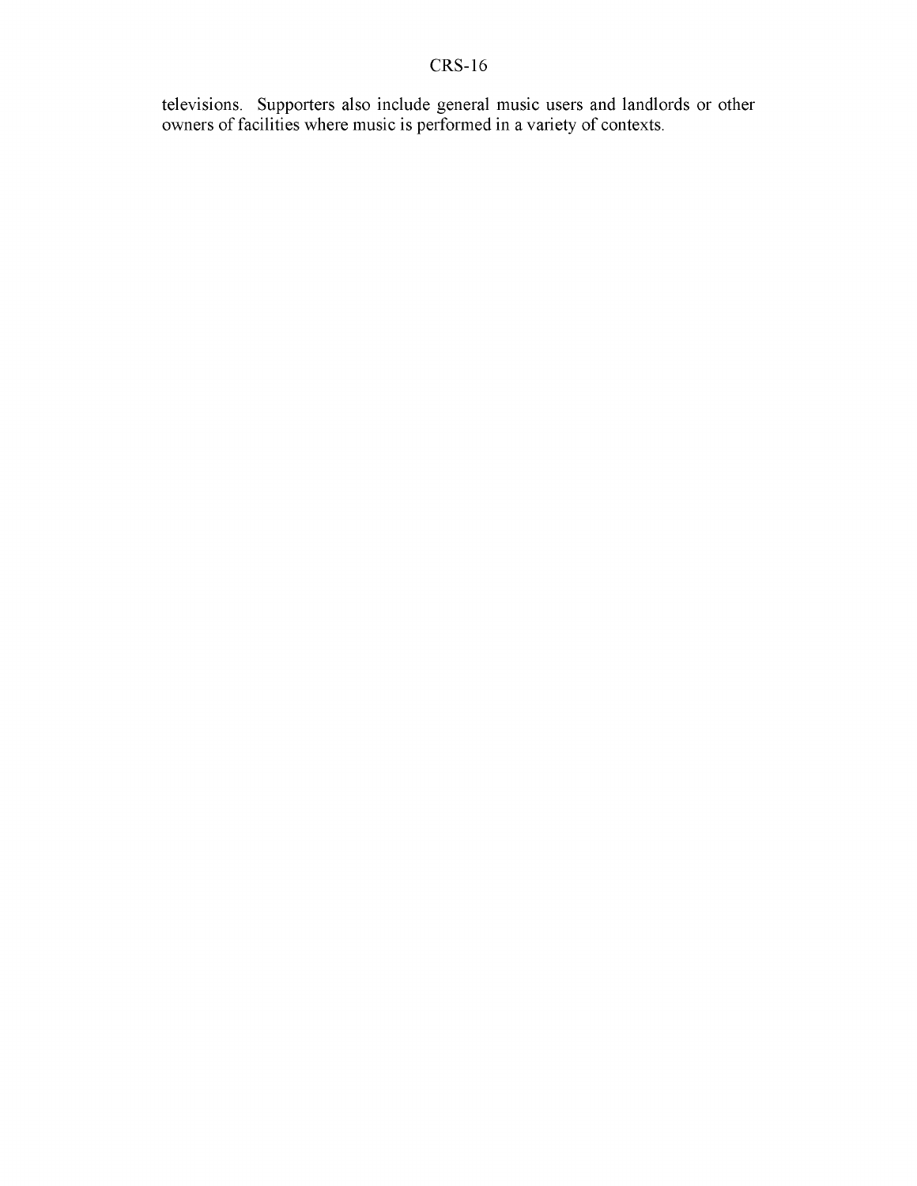televisions. Supporters also include general music users and landlords or other owners of facilities where music is performed in a variety of contexts.